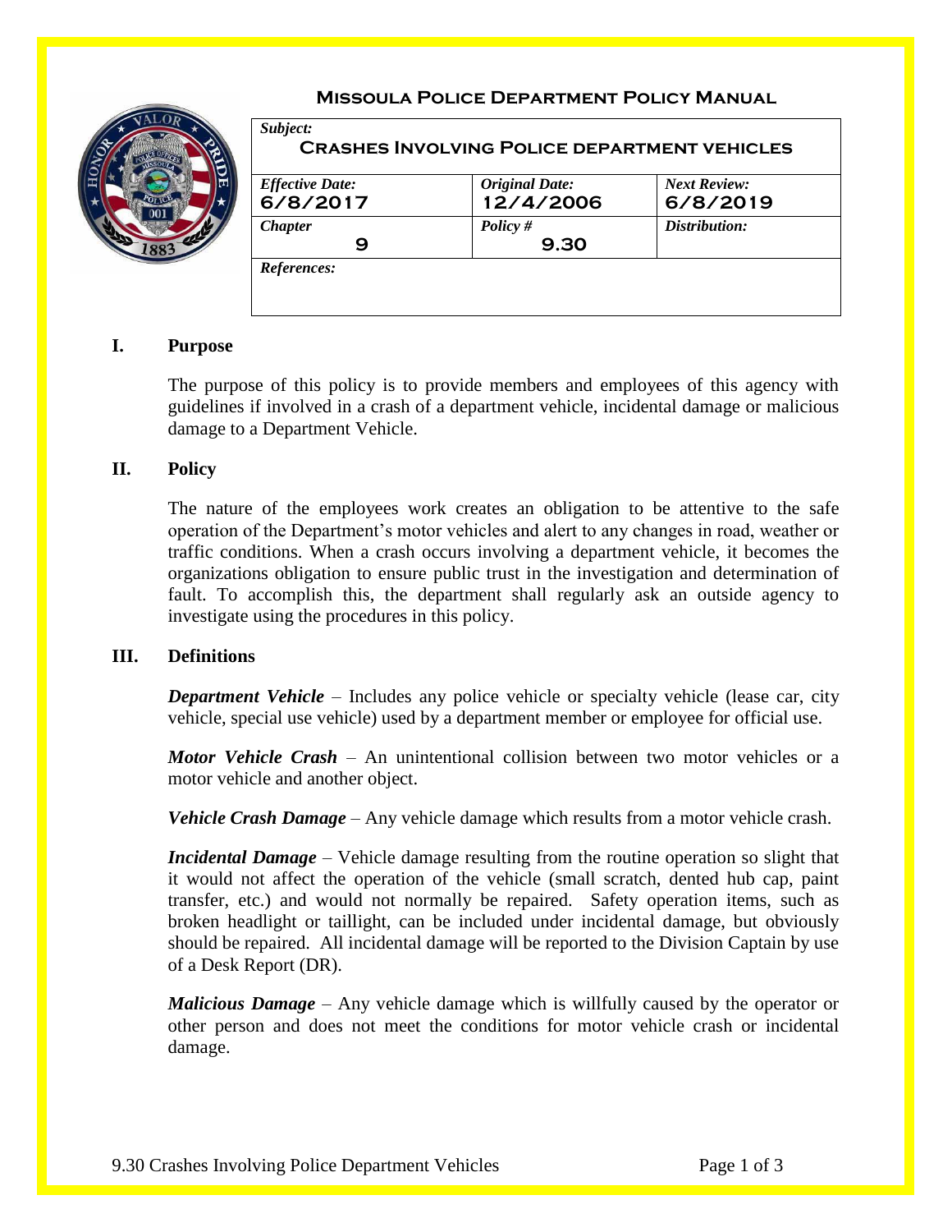# Missoula Police Department Policy Manual

| *Subject:* **Crashes Involving Police department vehicles** | | |
|---|---|---|
| *Effective Date:* **6/8/2017** | *Original Date:* **12/4/2006** | *Next Review:* **6/8/2019** |
| *Chapter* **9** | *Policy #* **9.30** | *Distribution:* |
| *References:* | | |

## I. Purpose

The purpose of this policy is to provide members and employees of this agency with guidelines if involved in a crash of a department vehicle, incidental damage or malicious damage to a Department Vehicle.

## II. Policy

The nature of the employees work creates an obligation to be attentive to the safe operation of the Department's motor vehicles and alert to any changes in road, weather or traffic conditions. When a crash occurs involving a department vehicle, it becomes the organizations obligation to ensure public trust in the investigation and determination of fault. To accomplish this, the department shall regularly ask an outside agency to investigate using the procedures in this policy.

## III. Definitions

***Department Vehicle*** – Includes any police vehicle or specialty vehicle (lease car, city vehicle, special use vehicle) used by a department member or employee for official use.

***Motor Vehicle Crash*** – An unintentional collision between two motor vehicles or a motor vehicle and another object.

***Vehicle Crash Damage*** – Any vehicle damage which results from a motor vehicle crash.

***Incidental Damage*** – Vehicle damage resulting from the routine operation so slight that it would not affect the operation of the vehicle (small scratch, dented hub cap, paint transfer, etc.) and would not normally be repaired. Safety operation items, such as broken headlight or taillight, can be included under incidental damage, but obviously should be repaired. All incidental damage will be reported to the Division Captain by use of a Desk Report (DR).

***Malicious Damage*** – Any vehicle damage which is willfully caused by the operator or other person and does not meet the conditions for motor vehicle crash or incidental damage.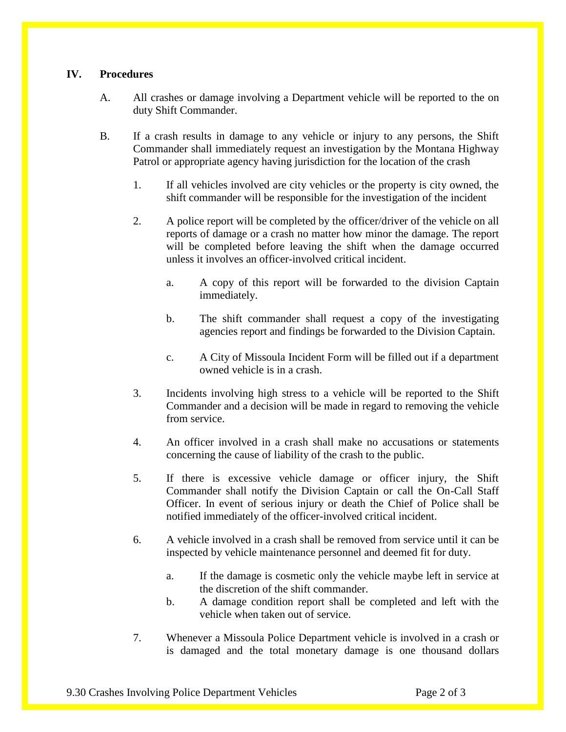## IV. Procedures

A. All crashes or damage involving a Department vehicle will be reported to the on duty Shift Commander.

B. If a crash results in damage to any vehicle or injury to any persons, the Shift Commander shall immediately request an investigation by the Montana Highway Patrol or appropriate agency having jurisdiction for the location of the crash

   1. If all vehicles involved are city vehicles or the property is city owned, the shift commander will be responsible for the investigation of the incident

   2. A police report will be completed by the officer/driver of the vehicle on all reports of damage or a crash no matter how minor the damage. The report will be completed before leaving the shift when the damage occurred unless it involves an officer-involved critical incident.

      a. A copy of this report will be forwarded to the division Captain immediately.

      b. The shift commander shall request a copy of the investigating agencies report and findings be forwarded to the Division Captain.

      c. A City of Missoula Incident Form will be filled out if a department owned vehicle is in a crash.

   3. Incidents involving high stress to a vehicle will be reported to the Shift Commander and a decision will be made in regard to removing the vehicle from service.

   4. An officer involved in a crash shall make no accusations or statements concerning the cause of liability of the crash to the public.

   5. If there is excessive vehicle damage or officer injury, the Shift Commander shall notify the Division Captain or call the On-Call Staff Officer. In event of serious injury or death the Chief of Police shall be notified immediately of the officer-involved critical incident.

   6. A vehicle involved in a crash shall be removed from service until it can be inspected by vehicle maintenance personnel and deemed fit for duty.

      a. If the damage is cosmetic only the vehicle maybe left in service at the discretion of the shift commander.
      b. A damage condition report shall be completed and left with the vehicle when taken out of service.

   7. Whenever a Missoula Police Department vehicle is involved in a crash or is damaged and the total monetary damage is one thousand dollars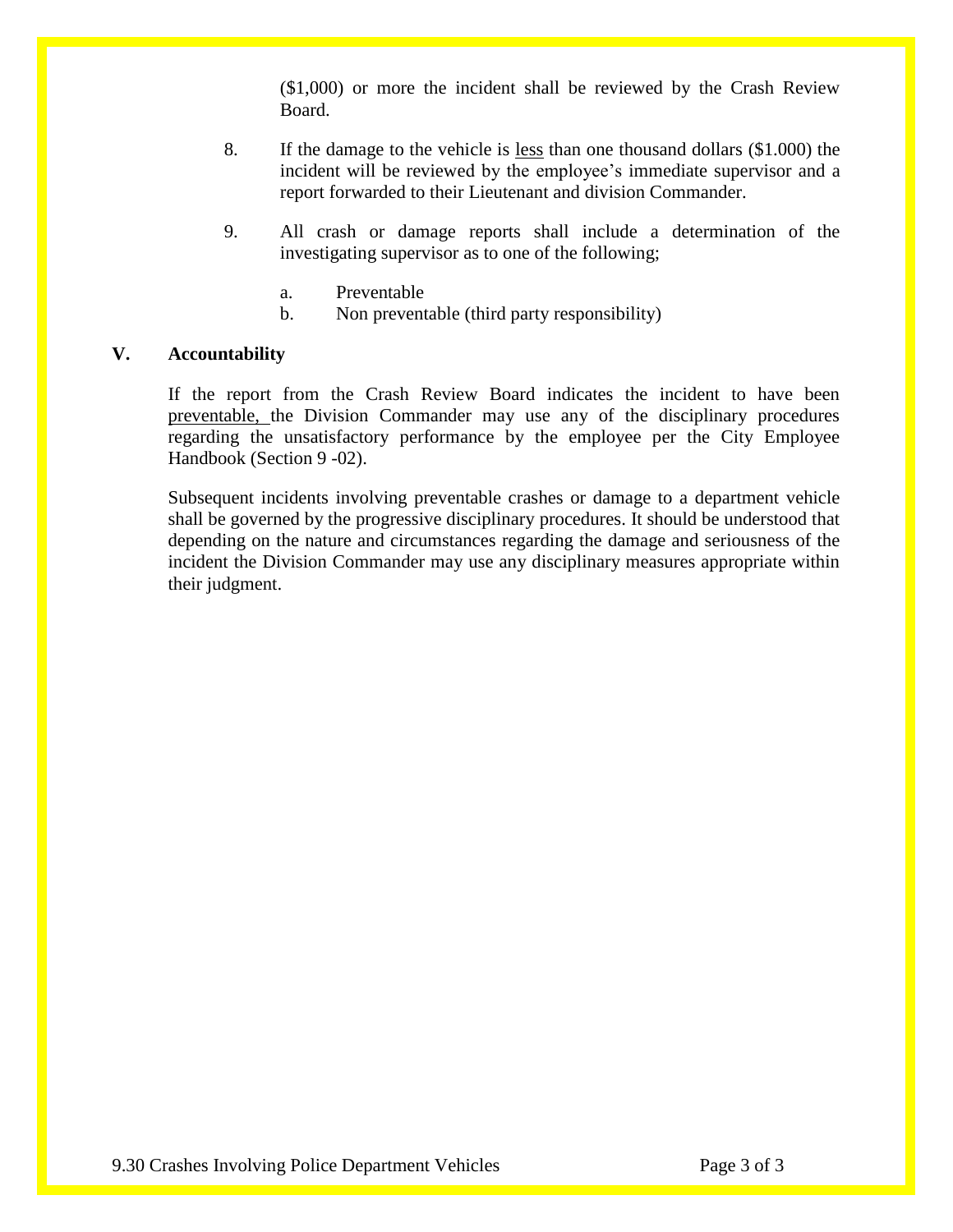($1,000) or more the incident shall be reviewed by the Crash Review Board.

8. If the damage to the vehicle is <u>less</u> than one thousand dollars ($1.000) the incident will be reviewed by the employee's immediate supervisor and a report forwarded to their Lieutenant and division Commander.

9. All crash or damage reports shall include a determination of the investigating supervisor as to one of the following;

   a. Preventable
   b. Non preventable (third party responsibility)

## V. Accountability

If the report from the Crash Review Board indicates the incident to have been <u>preventable,</u> the Division Commander may use any of the disciplinary procedures regarding the unsatisfactory performance by the employee per the City Employee Handbook (Section 9 -02).

Subsequent incidents involving preventable crashes or damage to a department vehicle shall be governed by the progressive disciplinary procedures. It should be understood that depending on the nature and circumstances regarding the damage and seriousness of the incident the Division Commander may use any disciplinary measures appropriate within their judgment.